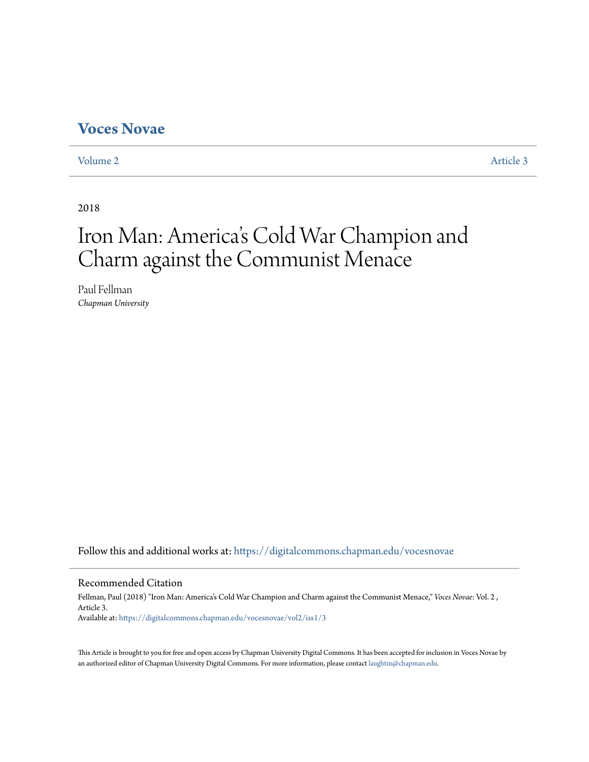# Voces Novae

Volume 2 | Article 3

2018

# Iron Man: America's Cold War Champion and Charm against the Communist Menace

Paul Fellman
*Chapman University*

Follow this and additional works at: https://digitalcommons.chapman.edu/vocesnovae

## Recommended Citation

Fellman, Paul (2018) "Iron Man: America's Cold War Champion and Charm against the Communist Menace," *Voces Novae*: Vol. 2 , Article 3.
Available at: https://digitalcommons.chapman.edu/vocesnovae/vol2/iss1/3

This Article is brought to you for free and open access by Chapman University Digital Commons. It has been accepted for inclusion in Voces Novae by an authorized editor of Chapman University Digital Commons. For more information, please contact laughtin@chapman.edu.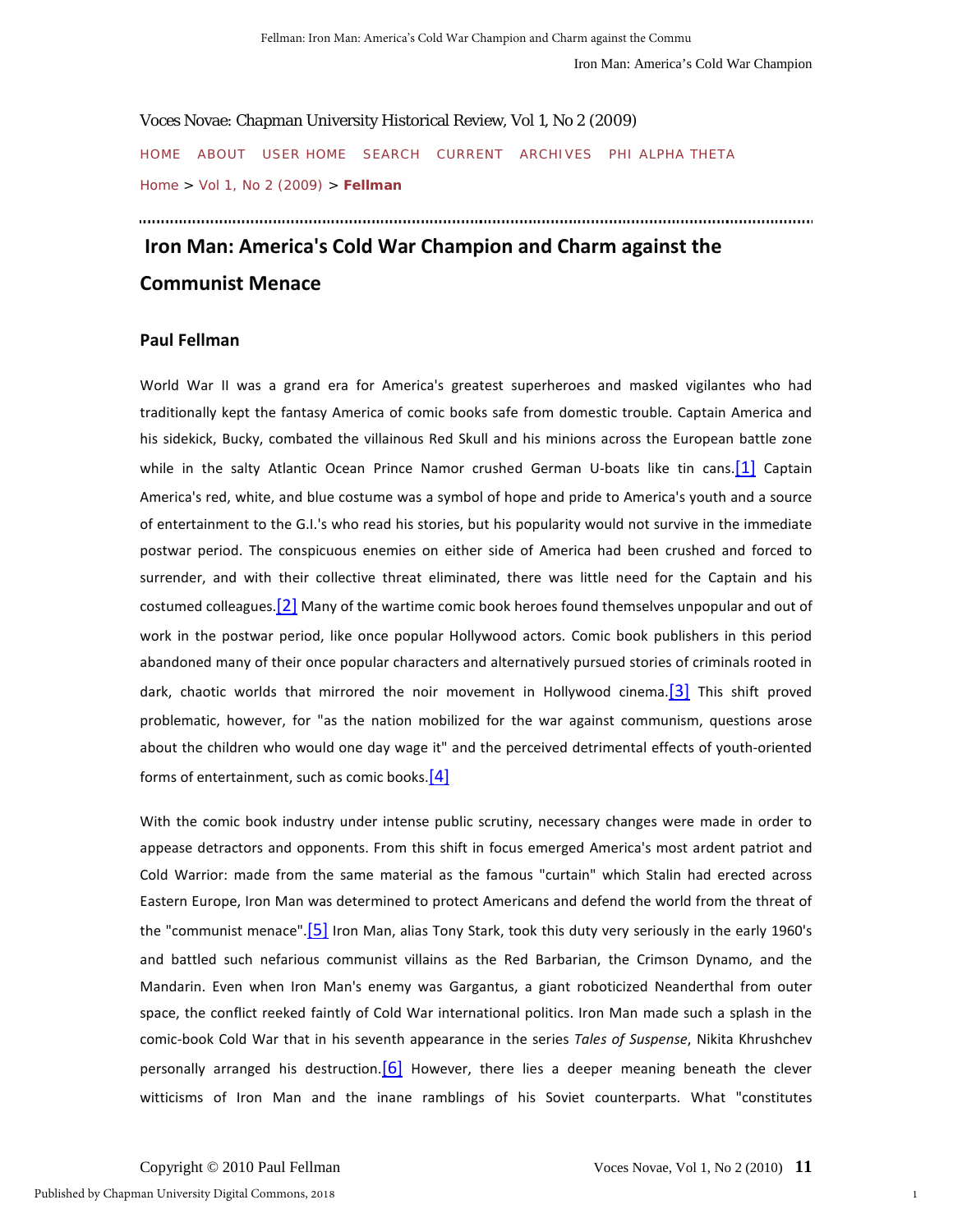Voces Novae: Chapman University Historical Review, Vol 1, No 2 (2009)

HOME ABOUT USER HOME SEARCH CURRENT ARCHIVES PHI ALPHA THETA

Home > Vol 1, No 2 (2009) > **Fellman**

# Iron Man: America's Cold War Champion and Charm against the Communist Menace

## Paul Fellman

World War II was a grand era for America's greatest superheroes and masked vigilantes who had traditionally kept the fantasy America of comic books safe from domestic trouble. Captain America and his sidekick, Bucky, combated the villainous Red Skull and his minions across the European battle zone while in the salty Atlantic Ocean Prince Namor crushed German U-boats like tin cans.[1] Captain America's red, white, and blue costume was a symbol of hope and pride to America's youth and a source of entertainment to the G.I.'s who read his stories, but his popularity would not survive in the immediate postwar period. The conspicuous enemies on either side of America had been crushed and forced to surrender, and with their collective threat eliminated, there was little need for the Captain and his costumed colleagues.[2] Many of the wartime comic book heroes found themselves unpopular and out of work in the postwar period, like once popular Hollywood actors. Comic book publishers in this period abandoned many of their once popular characters and alternatively pursued stories of criminals rooted in dark, chaotic worlds that mirrored the noir movement in Hollywood cinema.[3] This shift proved problematic, however, for "as the nation mobilized for the war against communism, questions arose about the children who would one day wage it" and the perceived detrimental effects of youth-oriented forms of entertainment, such as comic books.[4]

With the comic book industry under intense public scrutiny, necessary changes were made in order to appease detractors and opponents. From this shift in focus emerged America's most ardent patriot and Cold Warrior: made from the same material as the famous "curtain" which Stalin had erected across Eastern Europe, Iron Man was determined to protect Americans and defend the world from the threat of the "communist menace".[5] Iron Man, alias Tony Stark, took this duty very seriously in the early 1960's and battled such nefarious communist villains as the Red Barbarian, the Crimson Dynamo, and the Mandarin. Even when Iron Man's enemy was Gargantus, a giant roboticized Neanderthal from outer space, the conflict reeked faintly of Cold War international politics. Iron Man made such a splash in the comic-book Cold War that in his seventh appearance in the series *Tales of Suspense*, Nikita Khrushchev personally arranged his destruction.[6] However, there lies a deeper meaning beneath the clever witticisms of Iron Man and the inane ramblings of his Soviet counterparts. What "constitutes

Copyright © 2010 Paul Fellman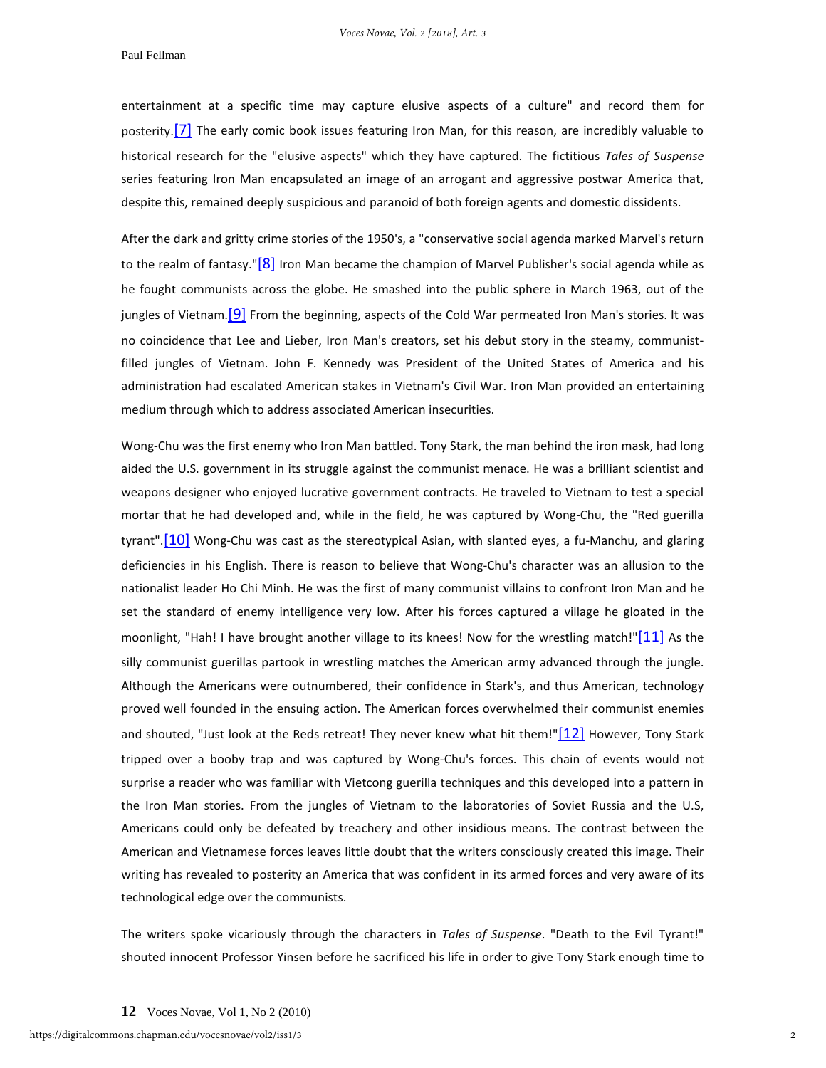entertainment at a specific time may capture elusive aspects of a culture" and record them for posterity.[7] The early comic book issues featuring Iron Man, for this reason, are incredibly valuable to historical research for the "elusive aspects" which they have captured. The fictitious *Tales of Suspense* series featuring Iron Man encapsulated an image of an arrogant and aggressive postwar America that, despite this, remained deeply suspicious and paranoid of both foreign agents and domestic dissidents.

After the dark and gritty crime stories of the 1950's, a "conservative social agenda marked Marvel's return to the realm of fantasy."[8] Iron Man became the champion of Marvel Publisher's social agenda while as he fought communists across the globe. He smashed into the public sphere in March 1963, out of the jungles of Vietnam.[9] From the beginning, aspects of the Cold War permeated Iron Man's stories. It was no coincidence that Lee and Lieber, Iron Man's creators, set his debut story in the steamy, communist-filled jungles of Vietnam. John F. Kennedy was President of the United States of America and his administration had escalated American stakes in Vietnam's Civil War. Iron Man provided an entertaining medium through which to address associated American insecurities.

Wong-Chu was the first enemy who Iron Man battled. Tony Stark, the man behind the iron mask, had long aided the U.S. government in its struggle against the communist menace. He was a brilliant scientist and weapons designer who enjoyed lucrative government contracts. He traveled to Vietnam to test a special mortar that he had developed and, while in the field, he was captured by Wong-Chu, the "Red guerilla tyrant".[10] Wong-Chu was cast as the stereotypical Asian, with slanted eyes, a fu-Manchu, and glaring deficiencies in his English. There is reason to believe that Wong-Chu's character was an allusion to the nationalist leader Ho Chi Minh. He was the first of many communist villains to confront Iron Man and he set the standard of enemy intelligence very low. After his forces captured a village he gloated in the moonlight, "Hah! I have brought another village to its knees! Now for the wrestling match!"[11] As the silly communist guerillas partook in wrestling matches the American army advanced through the jungle. Although the Americans were outnumbered, their confidence in Stark's, and thus American, technology proved well founded in the ensuing action. The American forces overwhelmed their communist enemies and shouted, "Just look at the Reds retreat! They never knew what hit them!"[12] However, Tony Stark tripped over a booby trap and was captured by Wong-Chu's forces. This chain of events would not surprise a reader who was familiar with Vietcong guerilla techniques and this developed into a pattern in the Iron Man stories. From the jungles of Vietnam to the laboratories of Soviet Russia and the U.S, Americans could only be defeated by treachery and other insidious means. The contrast between the American and Vietnamese forces leaves little doubt that the writers consciously created this image. Their writing has revealed to posterity an America that was confident in its armed forces and very aware of its technological edge over the communists.

The writers spoke vicariously through the characters in *Tales of Suspense*. "Death to the Evil Tyrant!" shouted innocent Professor Yinsen before he sacrificed his life in order to give Tony Stark enough time to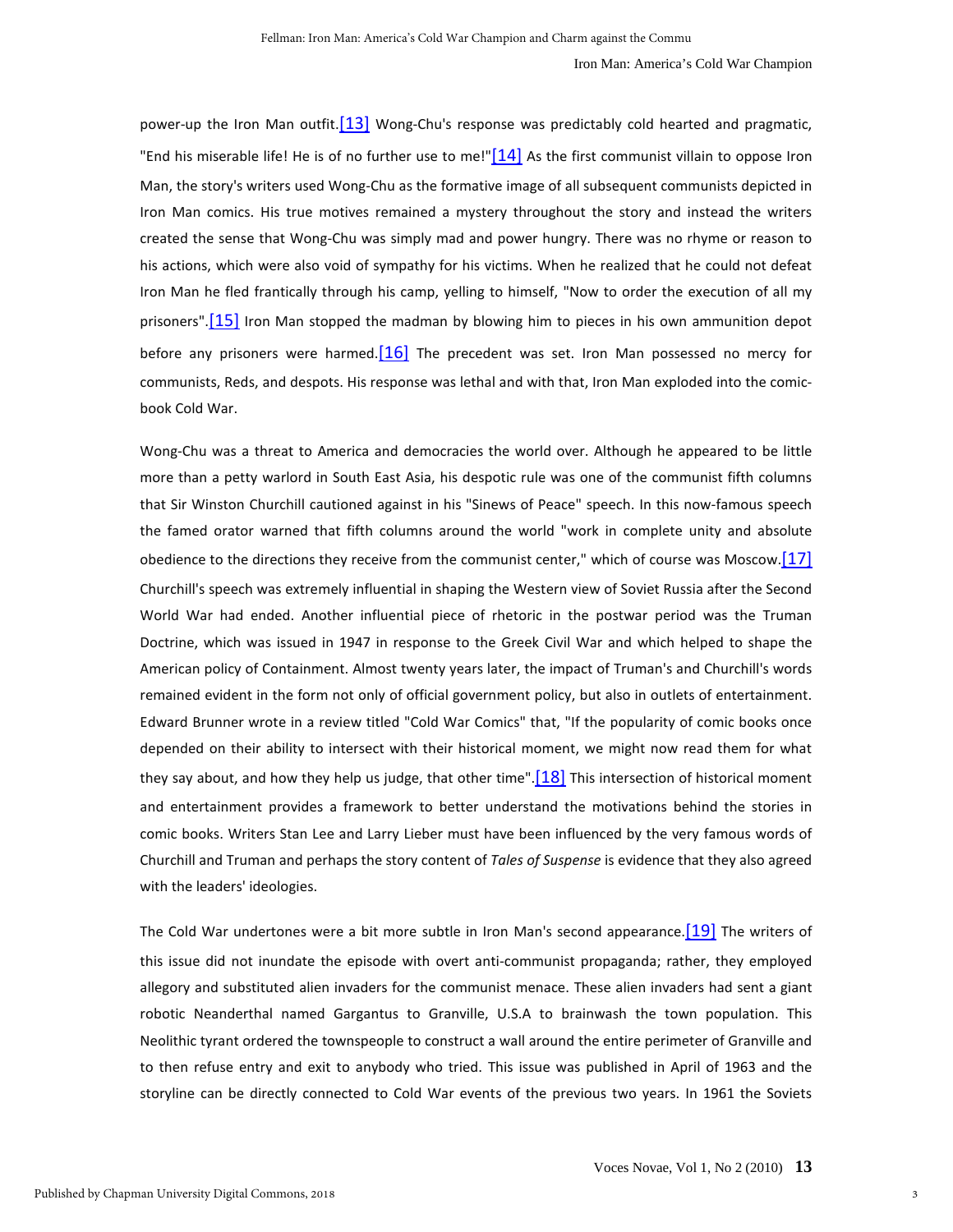power-up the Iron Man outfit.[13] Wong-Chu's response was predictably cold hearted and pragmatic, "End his miserable life! He is of no further use to me!"[14] As the first communist villain to oppose Iron Man, the story's writers used Wong-Chu as the formative image of all subsequent communists depicted in Iron Man comics. His true motives remained a mystery throughout the story and instead the writers created the sense that Wong-Chu was simply mad and power hungry. There was no rhyme or reason to his actions, which were also void of sympathy for his victims. When he realized that he could not defeat Iron Man he fled frantically through his camp, yelling to himself, "Now to order the execution of all my prisoners".[15] Iron Man stopped the madman by blowing him to pieces in his own ammunition depot before any prisoners were harmed.[16] The precedent was set. Iron Man possessed no mercy for communists, Reds, and despots. His response was lethal and with that, Iron Man exploded into the comic-book Cold War.

Wong-Chu was a threat to America and democracies the world over. Although he appeared to be little more than a petty warlord in South East Asia, his despotic rule was one of the communist fifth columns that Sir Winston Churchill cautioned against in his "Sinews of Peace" speech. In this now-famous speech the famed orator warned that fifth columns around the world "work in complete unity and absolute obedience to the directions they receive from the communist center," which of course was Moscow.[17] Churchill's speech was extremely influential in shaping the Western view of Soviet Russia after the Second World War had ended. Another influential piece of rhetoric in the postwar period was the Truman Doctrine, which was issued in 1947 in response to the Greek Civil War and which helped to shape the American policy of Containment. Almost twenty years later, the impact of Truman's and Churchill's words remained evident in the form not only of official government policy, but also in outlets of entertainment. Edward Brunner wrote in a review titled "Cold War Comics" that, "If the popularity of comic books once depended on their ability to intersect with their historical moment, we might now read them for what they say about, and how they help us judge, that other time".[18] This intersection of historical moment and entertainment provides a framework to better understand the motivations behind the stories in comic books. Writers Stan Lee and Larry Lieber must have been influenced by the very famous words of Churchill and Truman and perhaps the story content of *Tales of Suspense* is evidence that they also agreed with the leaders' ideologies.

The Cold War undertones were a bit more subtle in Iron Man's second appearance.[19] The writers of this issue did not inundate the episode with overt anti-communist propaganda; rather, they employed allegory and substituted alien invaders for the communist menace. These alien invaders had sent a giant robotic Neanderthal named Gargantus to Granville, U.S.A to brainwash the town population. This Neolithic tyrant ordered the townspeople to construct a wall around the entire perimeter of Granville and to then refuse entry and exit to anybody who tried. This issue was published in April of 1963 and the storyline can be directly connected to Cold War events of the previous two years. In 1961 the Soviets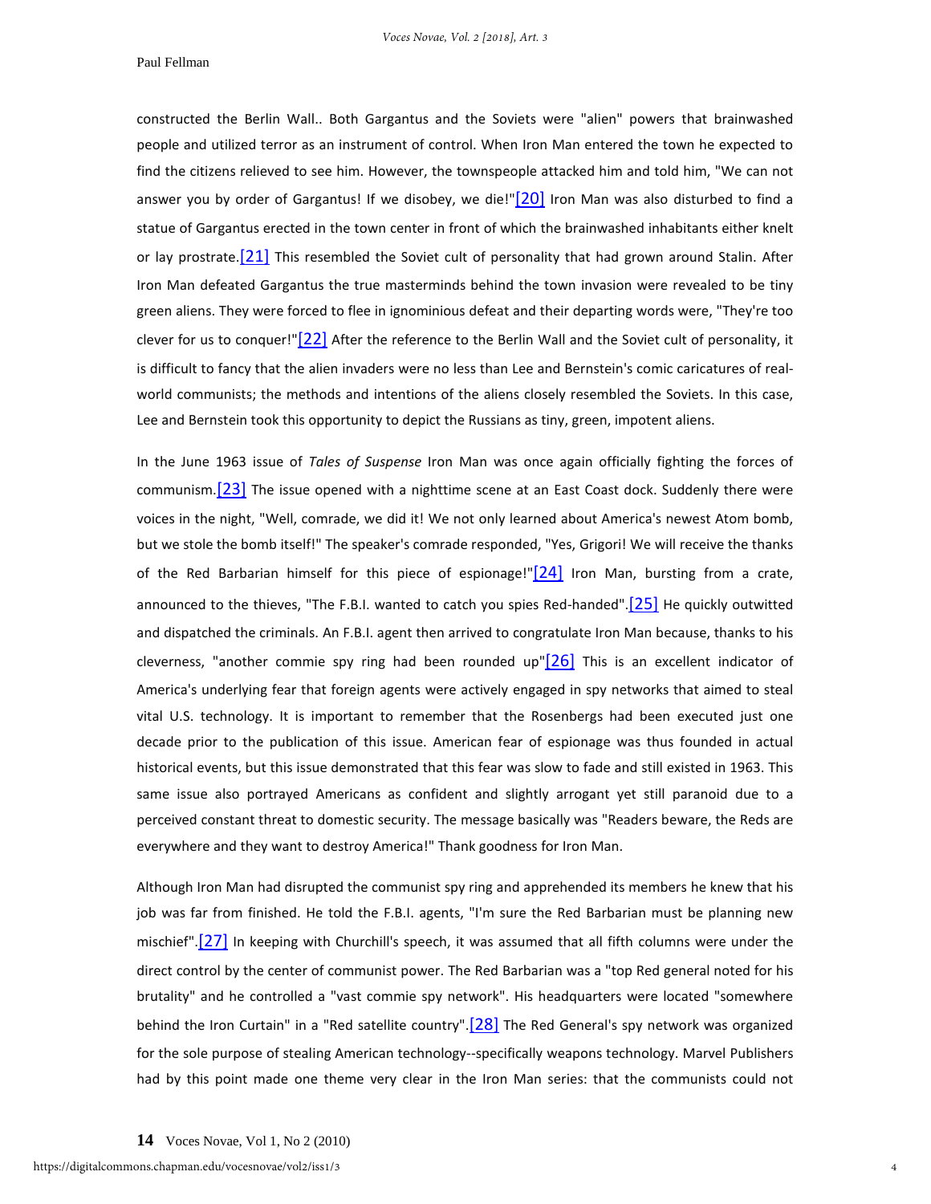constructed the Berlin Wall.. Both Gargantus and the Soviets were "alien" powers that brainwashed people and utilized terror as an instrument of control. When Iron Man entered the town he expected to find the citizens relieved to see him. However, the townspeople attacked him and told him, "We can not answer you by order of Gargantus! If we disobey, we die!"[20] Iron Man was also disturbed to find a statue of Gargantus erected in the town center in front of which the brainwashed inhabitants either knelt or lay prostrate.[21] This resembled the Soviet cult of personality that had grown around Stalin. After Iron Man defeated Gargantus the true masterminds behind the town invasion were revealed to be tiny green aliens. They were forced to flee in ignominious defeat and their departing words were, "They're too clever for us to conquer!"[22] After the reference to the Berlin Wall and the Soviet cult of personality, it is difficult to fancy that the alien invaders were no less than Lee and Bernstein's comic caricatures of real-world communists; the methods and intentions of the aliens closely resembled the Soviets. In this case, Lee and Bernstein took this opportunity to depict the Russians as tiny, green, impotent aliens.

In the June 1963 issue of *Tales of Suspense* Iron Man was once again officially fighting the forces of communism.[23] The issue opened with a nighttime scene at an East Coast dock. Suddenly there were voices in the night, "Well, comrade, we did it! We not only learned about America's newest Atom bomb, but we stole the bomb itself!" The speaker's comrade responded, "Yes, Grigori! We will receive the thanks of the Red Barbarian himself for this piece of espionage!"[24] Iron Man, bursting from a crate, announced to the thieves, "The F.B.I. wanted to catch you spies Red-handed".[25] He quickly outwitted and dispatched the criminals. An F.B.I. agent then arrived to congratulate Iron Man because, thanks to his cleverness, "another commie spy ring had been rounded up"[26] This is an excellent indicator of America's underlying fear that foreign agents were actively engaged in spy networks that aimed to steal vital U.S. technology. It is important to remember that the Rosenbergs had been executed just one decade prior to the publication of this issue. American fear of espionage was thus founded in actual historical events, but this issue demonstrated that this fear was slow to fade and still existed in 1963. This same issue also portrayed Americans as confident and slightly arrogant yet still paranoid due to a perceived constant threat to domestic security. The message basically was "Readers beware, the Reds are everywhere and they want to destroy America!" Thank goodness for Iron Man.

Although Iron Man had disrupted the communist spy ring and apprehended its members he knew that his job was far from finished. He told the F.B.I. agents, "I'm sure the Red Barbarian must be planning new mischief".[27] In keeping with Churchill's speech, it was assumed that all fifth columns were under the direct control by the center of communist power. The Red Barbarian was a "top Red general noted for his brutality" and he controlled a "vast commie spy network". His headquarters were located "somewhere behind the Iron Curtain" in a "Red satellite country".[28] The Red General's spy network was organized for the sole purpose of stealing American technology--specifically weapons technology. Marvel Publishers had by this point made one theme very clear in the Iron Man series: that the communists could not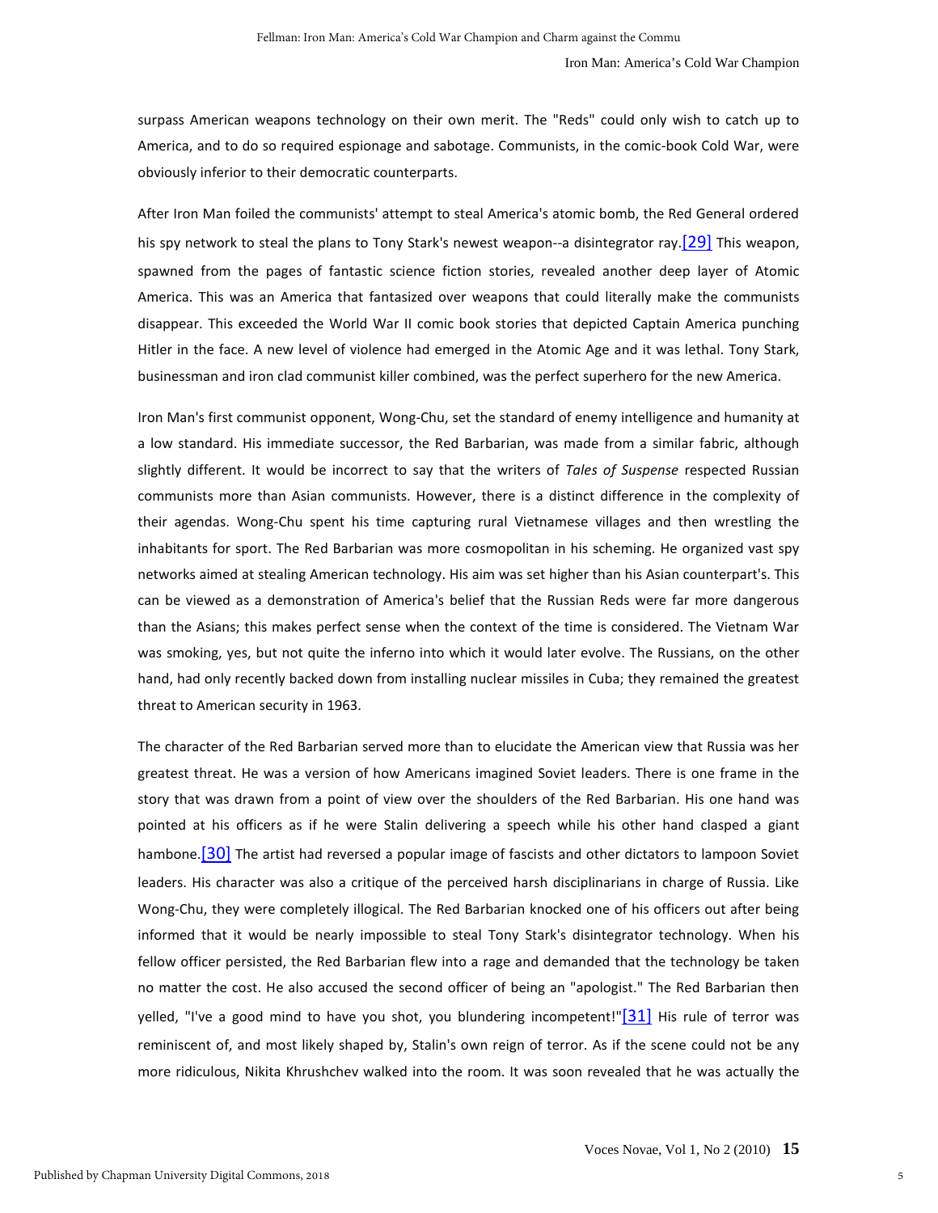surpass American weapons technology on their own merit. The "Reds" could only wish to catch up to America, and to do so required espionage and sabotage. Communists, in the comic-book Cold War, were obviously inferior to their democratic counterparts.

After Iron Man foiled the communists' attempt to steal America's atomic bomb, the Red General ordered his spy network to steal the plans to Tony Stark's newest weapon--a disintegrator ray.[29] This weapon, spawned from the pages of fantastic science fiction stories, revealed another deep layer of Atomic America. This was an America that fantasized over weapons that could literally make the communists disappear. This exceeded the World War II comic book stories that depicted Captain America punching Hitler in the face. A new level of violence had emerged in the Atomic Age and it was lethal. Tony Stark, businessman and iron clad communist killer combined, was the perfect superhero for the new America.

Iron Man's first communist opponent, Wong-Chu, set the standard of enemy intelligence and humanity at a low standard. His immediate successor, the Red Barbarian, was made from a similar fabric, although slightly different. It would be incorrect to say that the writers of *Tales of Suspense* respected Russian communists more than Asian communists. However, there is a distinct difference in the complexity of their agendas. Wong-Chu spent his time capturing rural Vietnamese villages and then wrestling the inhabitants for sport. The Red Barbarian was more cosmopolitan in his scheming. He organized vast spy networks aimed at stealing American technology. His aim was set higher than his Asian counterpart's. This can be viewed as a demonstration of America's belief that the Russian Reds were far more dangerous than the Asians; this makes perfect sense when the context of the time is considered. The Vietnam War was smoking, yes, but not quite the inferno into which it would later evolve. The Russians, on the other hand, had only recently backed down from installing nuclear missiles in Cuba; they remained the greatest threat to American security in 1963.

The character of the Red Barbarian served more than to elucidate the American view that Russia was her greatest threat. He was a version of how Americans imagined Soviet leaders. There is one frame in the story that was drawn from a point of view over the shoulders of the Red Barbarian. His one hand was pointed at his officers as if he were Stalin delivering a speech while his other hand clasped a giant hambone.[30] The artist had reversed a popular image of fascists and other dictators to lampoon Soviet leaders. His character was also a critique of the perceived harsh disciplinarians in charge of Russia. Like Wong-Chu, they were completely illogical. The Red Barbarian knocked one of his officers out after being informed that it would be nearly impossible to steal Tony Stark's disintegrator technology. When his fellow officer persisted, the Red Barbarian flew into a rage and demanded that the technology be taken no matter the cost. He also accused the second officer of being an "apologist." The Red Barbarian then yelled, "I've a good mind to have you shot, you blundering incompetent!"[31] His rule of terror was reminiscent of, and most likely shaped by, Stalin's own reign of terror. As if the scene could not be any more ridiculous, Nikita Khrushchev walked into the room. It was soon revealed that he was actually the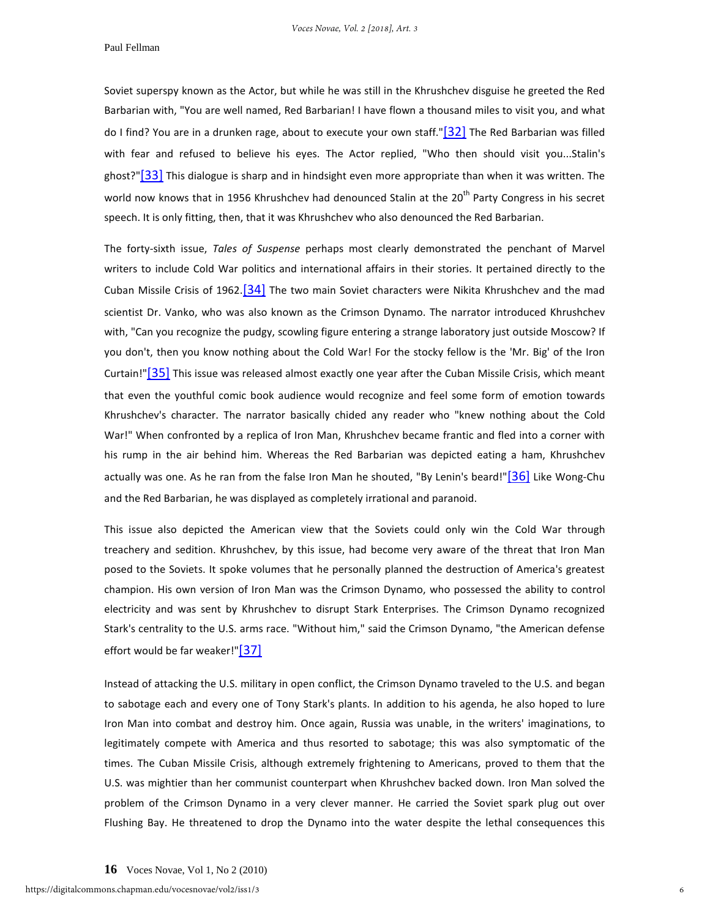Soviet superspy known as the Actor, but while he was still in the Khrushchev disguise he greeted the Red Barbarian with, "You are well named, Red Barbarian! I have flown a thousand miles to visit you, and what do I find? You are in a drunken rage, about to execute your own staff."[32] The Red Barbarian was filled with fear and refused to believe his eyes. The Actor replied, "Who then should visit you...Stalin's ghost?"[33] This dialogue is sharp and in hindsight even more appropriate than when it was written. The world now knows that in 1956 Khrushchev had denounced Stalin at the 20th Party Congress in his secret speech. It is only fitting, then, that it was Khrushchev who also denounced the Red Barbarian.

The forty-sixth issue, *Tales of Suspense* perhaps most clearly demonstrated the penchant of Marvel writers to include Cold War politics and international affairs in their stories. It pertained directly to the Cuban Missile Crisis of 1962.[34] The two main Soviet characters were Nikita Khrushchev and the mad scientist Dr. Vanko, who was also known as the Crimson Dynamo. The narrator introduced Khrushchev with, "Can you recognize the pudgy, scowling figure entering a strange laboratory just outside Moscow? If you don't, then you know nothing about the Cold War! For the stocky fellow is the 'Mr. Big' of the Iron Curtain!"[35] This issue was released almost exactly one year after the Cuban Missile Crisis, which meant that even the youthful comic book audience would recognize and feel some form of emotion towards Khrushchev's character. The narrator basically chided any reader who "knew nothing about the Cold War!" When confronted by a replica of Iron Man, Khrushchev became frantic and fled into a corner with his rump in the air behind him. Whereas the Red Barbarian was depicted eating a ham, Khrushchev actually was one. As he ran from the false Iron Man he shouted, "By Lenin's beard!"[36] Like Wong-Chu and the Red Barbarian, he was displayed as completely irrational and paranoid.

This issue also depicted the American view that the Soviets could only win the Cold War through treachery and sedition. Khrushchev, by this issue, had become very aware of the threat that Iron Man posed to the Soviets. It spoke volumes that he personally planned the destruction of America's greatest champion. His own version of Iron Man was the Crimson Dynamo, who possessed the ability to control electricity and was sent by Khrushchev to disrupt Stark Enterprises. The Crimson Dynamo recognized Stark's centrality to the U.S. arms race. "Without him," said the Crimson Dynamo, "the American defense effort would be far weaker!"[37]

Instead of attacking the U.S. military in open conflict, the Crimson Dynamo traveled to the U.S. and began to sabotage each and every one of Tony Stark's plants. In addition to his agenda, he also hoped to lure Iron Man into combat and destroy him. Once again, Russia was unable, in the writers' imaginations, to legitimately compete with America and thus resorted to sabotage; this was also symptomatic of the times. The Cuban Missile Crisis, although extremely frightening to Americans, proved to them that the U.S. was mightier than her communist counterpart when Khrushchev backed down. Iron Man solved the problem of the Crimson Dynamo in a very clever manner. He carried the Soviet spark plug out over Flushing Bay. He threatened to drop the Dynamo into the water despite the lethal consequences this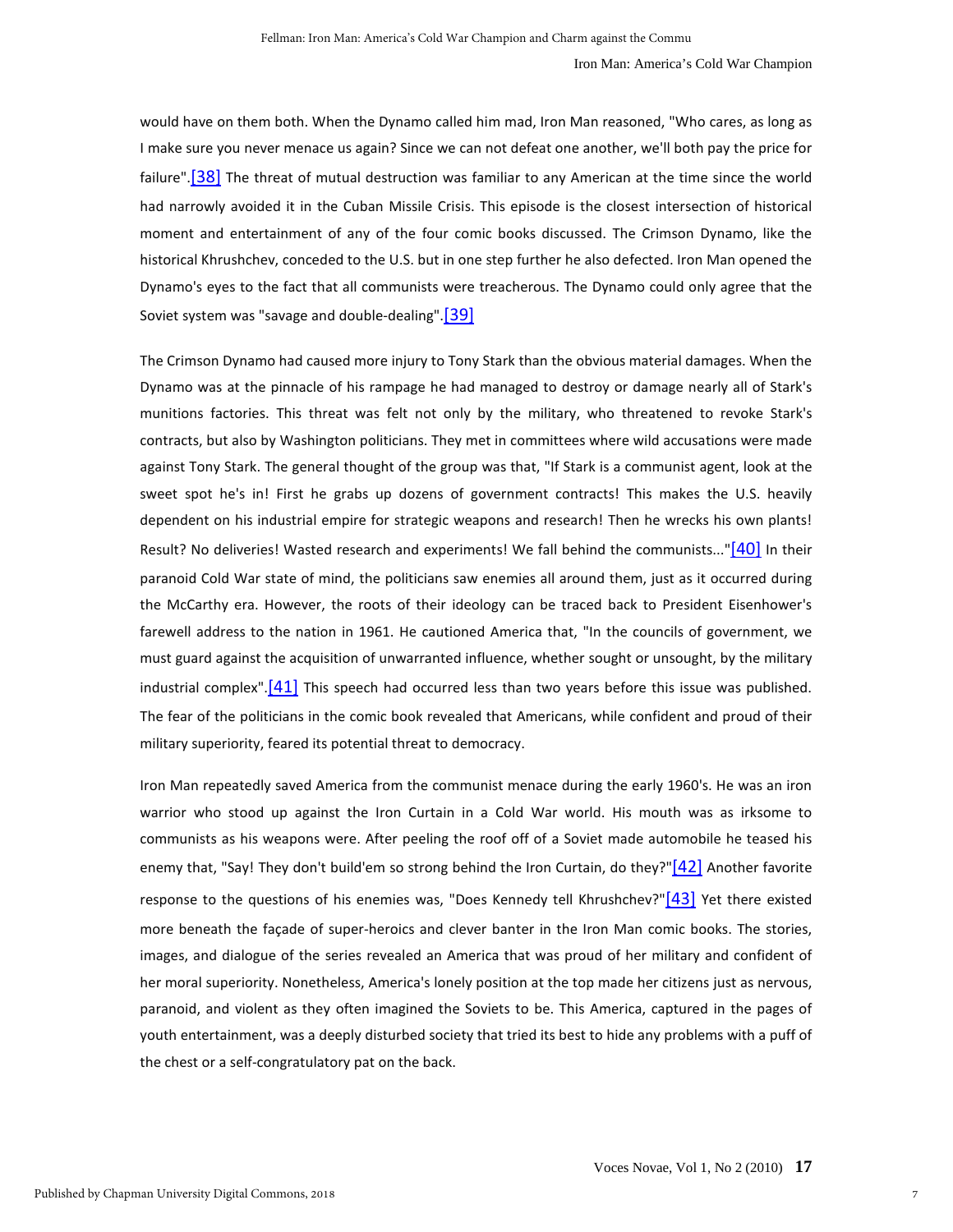would have on them both. When the Dynamo called him mad, Iron Man reasoned, "Who cares, as long as I make sure you never menace us again? Since we can not defeat one another, we'll both pay the price for failure".[38] The threat of mutual destruction was familiar to any American at the time since the world had narrowly avoided it in the Cuban Missile Crisis. This episode is the closest intersection of historical moment and entertainment of any of the four comic books discussed. The Crimson Dynamo, like the historical Khrushchev, conceded to the U.S. but in one step further he also defected. Iron Man opened the Dynamo's eyes to the fact that all communists were treacherous. The Dynamo could only agree that the Soviet system was "savage and double-dealing".[39]

The Crimson Dynamo had caused more injury to Tony Stark than the obvious material damages. When the Dynamo was at the pinnacle of his rampage he had managed to destroy or damage nearly all of Stark's munitions factories. This threat was felt not only by the military, who threatened to revoke Stark's contracts, but also by Washington politicians. They met in committees where wild accusations were made against Tony Stark. The general thought of the group was that, "If Stark is a communist agent, look at the sweet spot he's in! First he grabs up dozens of government contracts! This makes the U.S. heavily dependent on his industrial empire for strategic weapons and research! Then he wrecks his own plants! Result? No deliveries! Wasted research and experiments! We fall behind the communists..."[40] In their paranoid Cold War state of mind, the politicians saw enemies all around them, just as it occurred during the McCarthy era. However, the roots of their ideology can be traced back to President Eisenhower's farewell address to the nation in 1961. He cautioned America that, "In the councils of government, we must guard against the acquisition of unwarranted influence, whether sought or unsought, by the military industrial complex".[41] This speech had occurred less than two years before this issue was published. The fear of the politicians in the comic book revealed that Americans, while confident and proud of their military superiority, feared its potential threat to democracy.

Iron Man repeatedly saved America from the communist menace during the early 1960's. He was an iron warrior who stood up against the Iron Curtain in a Cold War world. His mouth was as irksome to communists as his weapons were. After peeling the roof off of a Soviet made automobile he teased his enemy that, "Say! They don't build'em so strong behind the Iron Curtain, do they?"[42] Another favorite response to the questions of his enemies was, "Does Kennedy tell Khrushchev?"[43] Yet there existed more beneath the façade of super-heroics and clever banter in the Iron Man comic books. The stories, images, and dialogue of the series revealed an America that was proud of her military and confident of her moral superiority. Nonetheless, America's lonely position at the top made her citizens just as nervous, paranoid, and violent as they often imagined the Soviets to be. This America, captured in the pages of youth entertainment, was a deeply disturbed society that tried its best to hide any problems with a puff of the chest or a self-congratulatory pat on the back.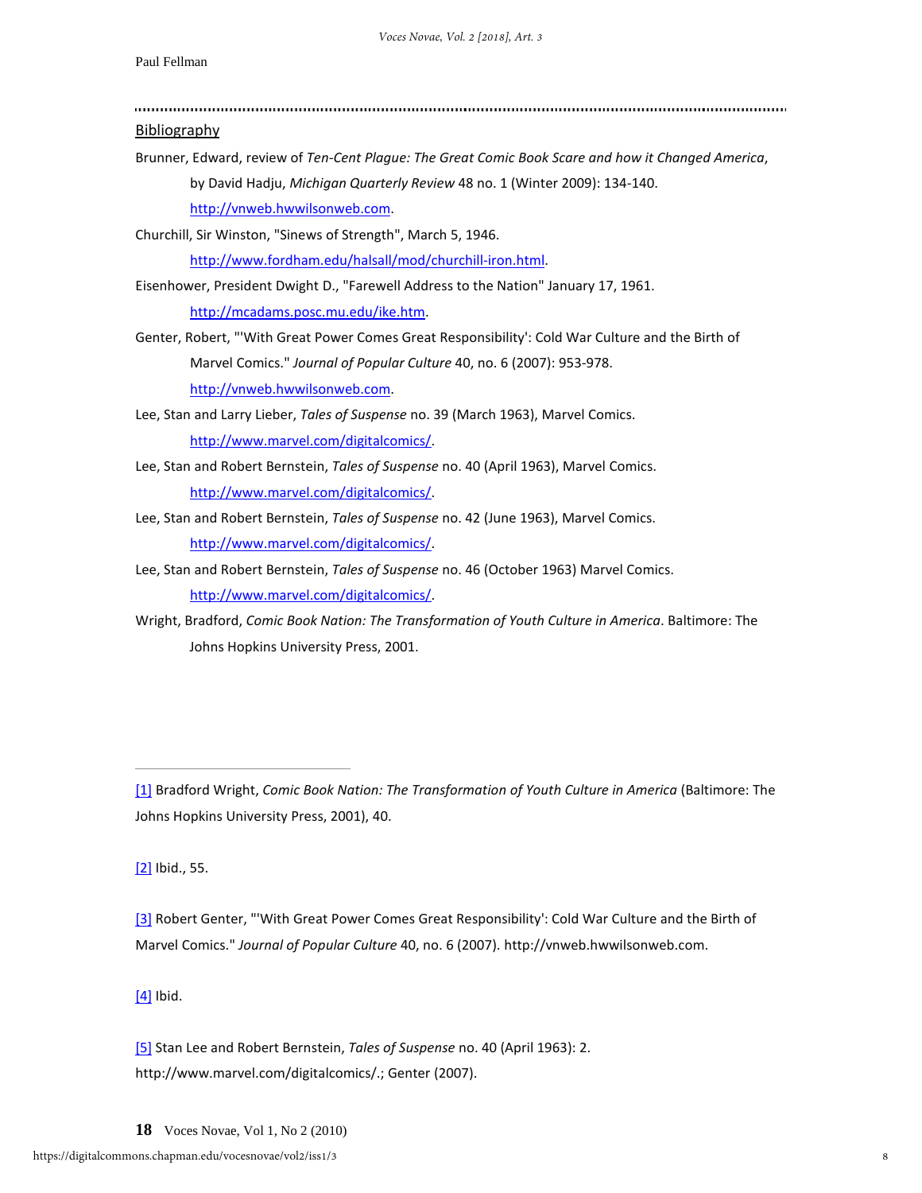## Bibliography

Brunner, Edward, review of *Ten-Cent Plague: The Great Comic Book Scare and how it Changed America*, by David Hadju, *Michigan Quarterly Review* 48 no. 1 (Winter 2009): 134-140. http://vnweb.hwwilsonweb.com.

Churchill, Sir Winston, "Sinews of Strength", March 5, 1946. http://www.fordham.edu/halsall/mod/churchill-iron.html.

Eisenhower, President Dwight D., "Farewell Address to the Nation" January 17, 1961. http://mcadams.posc.mu.edu/ike.htm.

Genter, Robert, "'With Great Power Comes Great Responsibility': Cold War Culture and the Birth of Marvel Comics." *Journal of Popular Culture* 40, no. 6 (2007): 953-978. http://vnweb.hwwilsonweb.com.

Lee, Stan and Larry Lieber, *Tales of Suspense* no. 39 (March 1963), Marvel Comics. http://www.marvel.com/digitalcomics/.

Lee, Stan and Robert Bernstein, *Tales of Suspense* no. 40 (April 1963), Marvel Comics. http://www.marvel.com/digitalcomics/.

Lee, Stan and Robert Bernstein, *Tales of Suspense* no. 42 (June 1963), Marvel Comics. http://www.marvel.com/digitalcomics/.

Lee, Stan and Robert Bernstein, *Tales of Suspense* no. 46 (October 1963) Marvel Comics. http://www.marvel.com/digitalcomics/.

Wright, Bradford, *Comic Book Nation: The Transformation of Youth Culture in America*. Baltimore: The Johns Hopkins University Press, 2001.

---

[1] Bradford Wright, *Comic Book Nation: The Transformation of Youth Culture in America* (Baltimore: The Johns Hopkins University Press, 2001), 40.

[2] Ibid., 55.

[3] Robert Genter, "'With Great Power Comes Great Responsibility': Cold War Culture and the Birth of Marvel Comics." *Journal of Popular Culture* 40, no. 6 (2007). http://vnweb.hwwilsonweb.com.

[4] Ibid.

[5] Stan Lee and Robert Bernstein, *Tales of Suspense* no. 40 (April 1963): 2. http://www.marvel.com/digitalcomics/.; Genter (2007).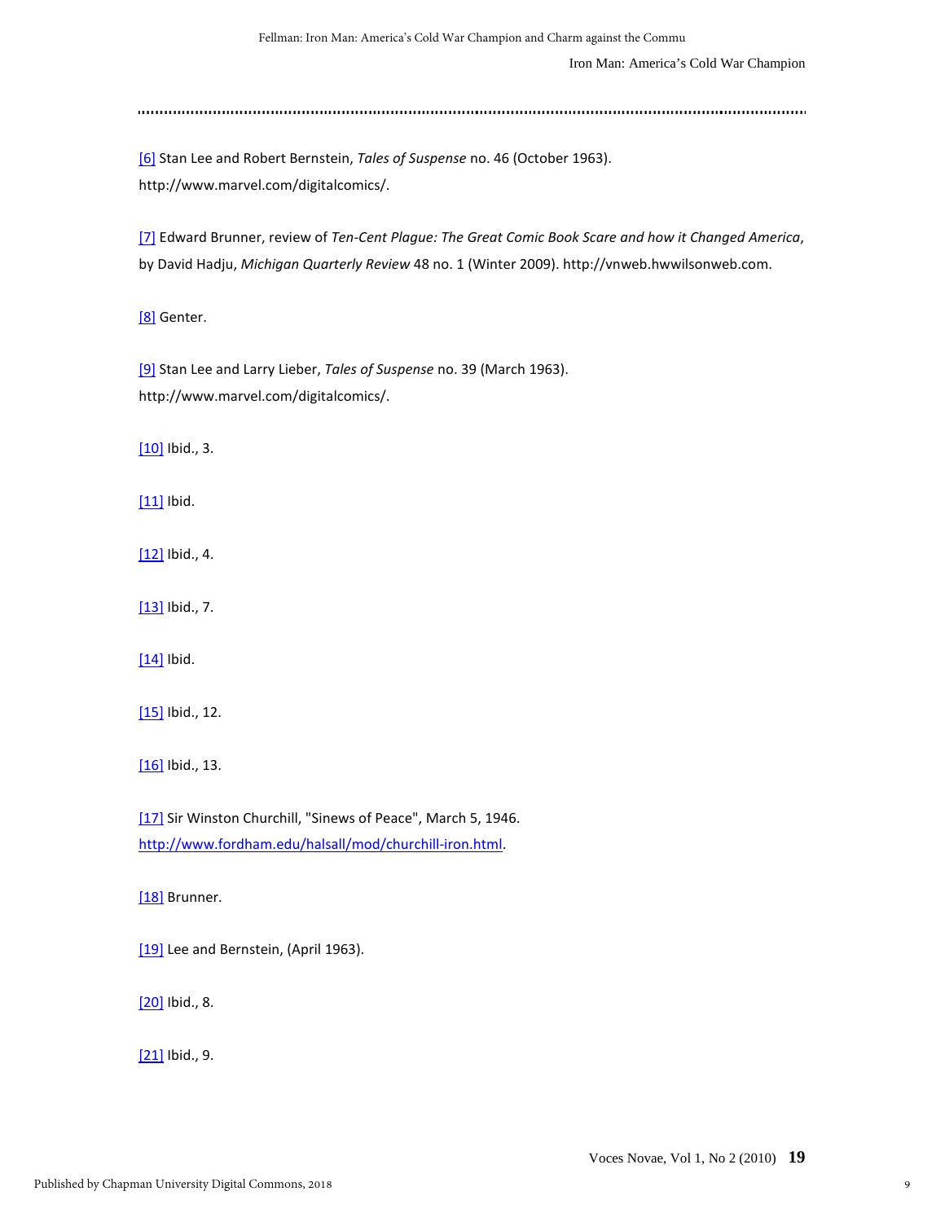[6] Stan Lee and Robert Bernstein, *Tales of Suspense* no. 46 (October 1963). http://www.marvel.com/digitalcomics/.

[7] Edward Brunner, review of *Ten-Cent Plague: The Great Comic Book Scare and how it Changed America*, by David Hadju, *Michigan Quarterly Review* 48 no. 1 (Winter 2009). http://vnweb.hwwilsonweb.com.

[8] Genter.

[9] Stan Lee and Larry Lieber, *Tales of Suspense* no. 39 (March 1963). http://www.marvel.com/digitalcomics/.

[10] Ibid., 3.

[11] Ibid.

[12] Ibid., 4.

[13] Ibid., 7.

[14] Ibid.

[15] Ibid., 12.

[16] Ibid., 13.

[17] Sir Winston Churchill, "Sinews of Peace", March 5, 1946. http://www.fordham.edu/halsall/mod/churchill-iron.html.

[18] Brunner.

[19] Lee and Bernstein, (April 1963).

[20] Ibid., 8.

[21] Ibid., 9.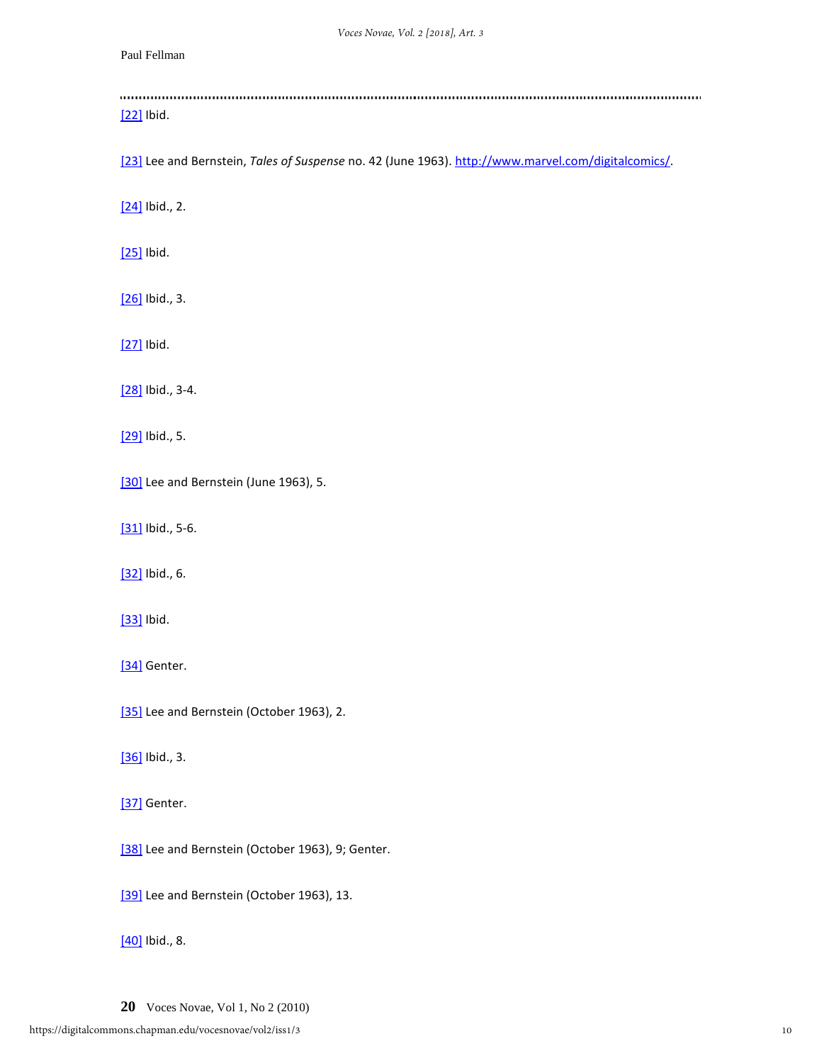[22] Ibid.

[23] Lee and Bernstein, *Tales of Suspense* no. 42 (June 1963). http://www.marvel.com/digitalcomics/.

[24] Ibid., 2.

[25] Ibid.

[26] Ibid., 3.

[27] Ibid.

[28] Ibid., 3-4.

[29] Ibid., 5.

[30] Lee and Bernstein (June 1963), 5.

[31] Ibid., 5-6.

[32] Ibid., 6.

[33] Ibid.

[34] Genter.

[35] Lee and Bernstein (October 1963), 2.

[36] Ibid., 3.

[37] Genter.

[38] Lee and Bernstein (October 1963), 9; Genter.

[39] Lee and Bernstein (October 1963), 13.

[40] Ibid., 8.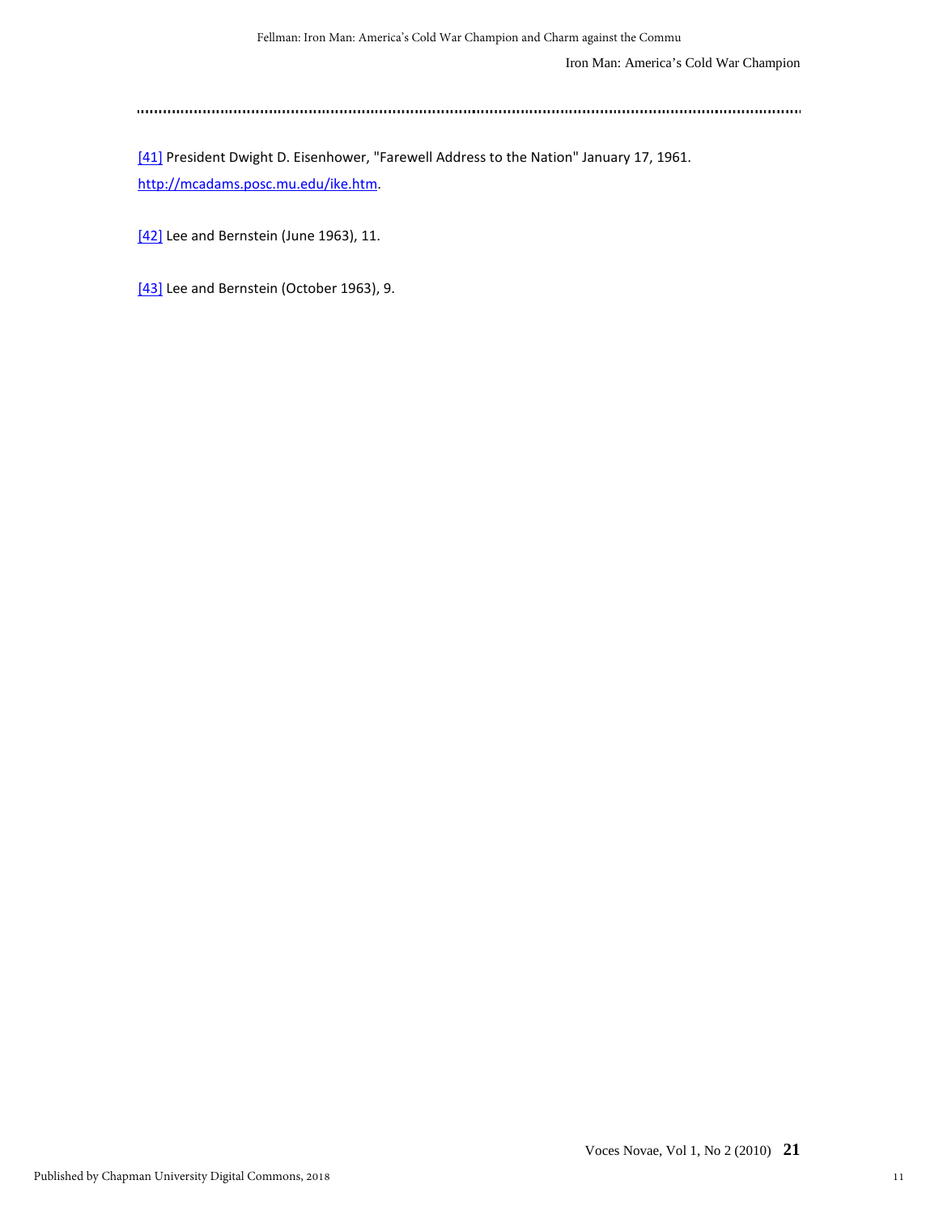[41] President Dwight D. Eisenhower, "Farewell Address to the Nation" January 17, 1961. http://mcadams.posc.mu.edu/ike.htm.

[42] Lee and Bernstein (June 1963), 11.

[43] Lee and Bernstein (October 1963), 9.